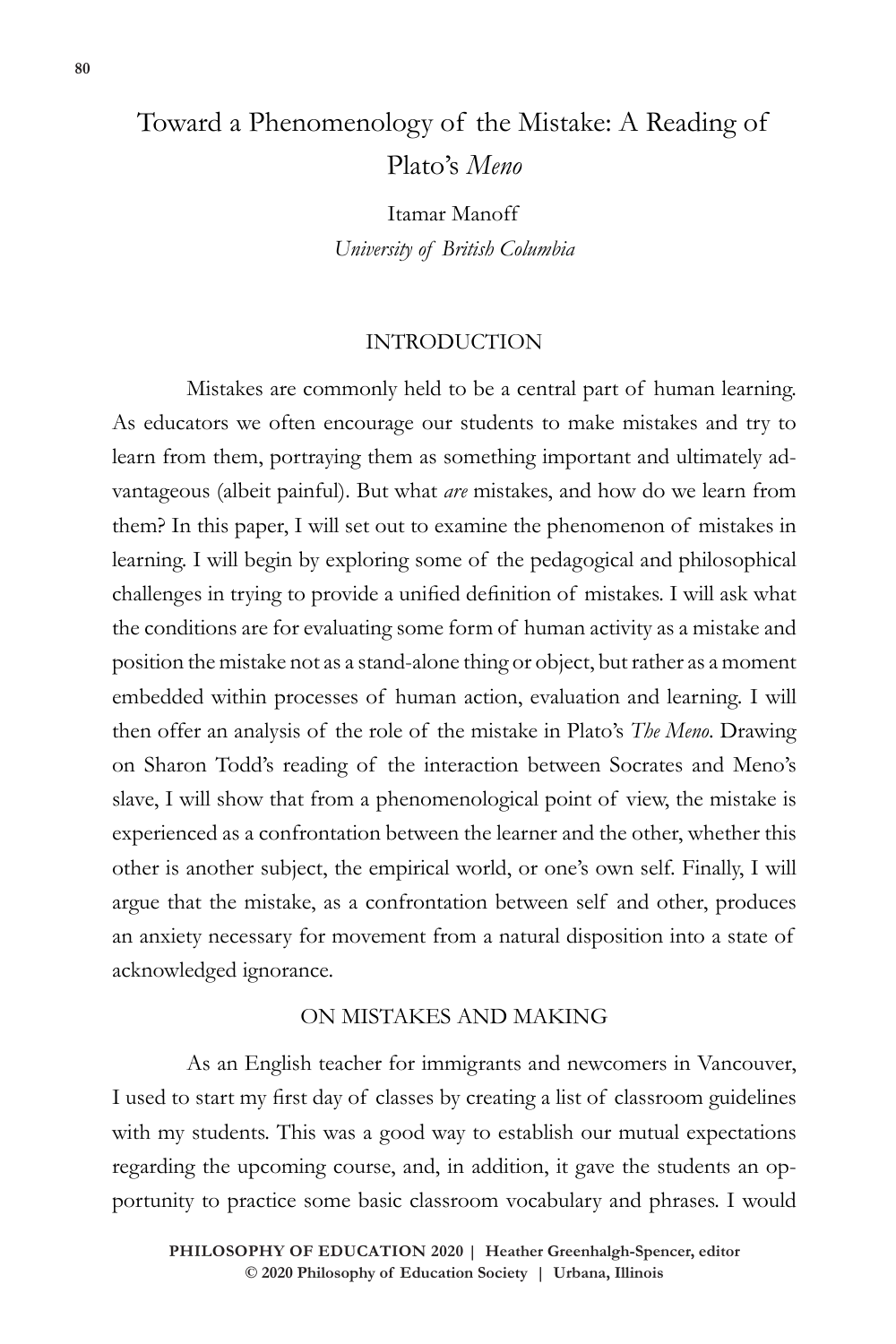# Toward a Phenomenology of the Mistake: A Reading of Plato's *Meno*

Itamar Manoff
*University of British Columbia*

## INTRODUCTION

Mistakes are commonly held to be a central part of human learning. As educators we often encourage our students to make mistakes and try to learn from them, portraying them as something important and ultimately advantageous (albeit painful). But what *are* mistakes, and how do we learn from them? In this paper, I will set out to examine the phenomenon of mistakes in learning. I will begin by exploring some of the pedagogical and philosophical challenges in trying to provide a unified definition of mistakes. I will ask what the conditions are for evaluating some form of human activity as a mistake and position the mistake not as a stand-alone thing or object, but rather as a moment embedded within processes of human action, evaluation and learning. I will then offer an analysis of the role of the mistake in Plato's *The Meno*. Drawing on Sharon Todd's reading of the interaction between Socrates and Meno's slave, I will show that from a phenomenological point of view, the mistake is experienced as a confrontation between the learner and the other, whether this other is another subject, the empirical world, or one's own self. Finally, I will argue that the mistake, as a confrontation between self and other, produces an anxiety necessary for movement from a natural disposition into a state of acknowledged ignorance.

## ON MISTAKES AND MAKING

As an English teacher for immigrants and newcomers in Vancouver, I used to start my first day of classes by creating a list of classroom guidelines with my students. This was a good way to establish our mutual expectations regarding the upcoming course, and, in addition, it gave the students an opportunity to practice some basic classroom vocabulary and phrases. I would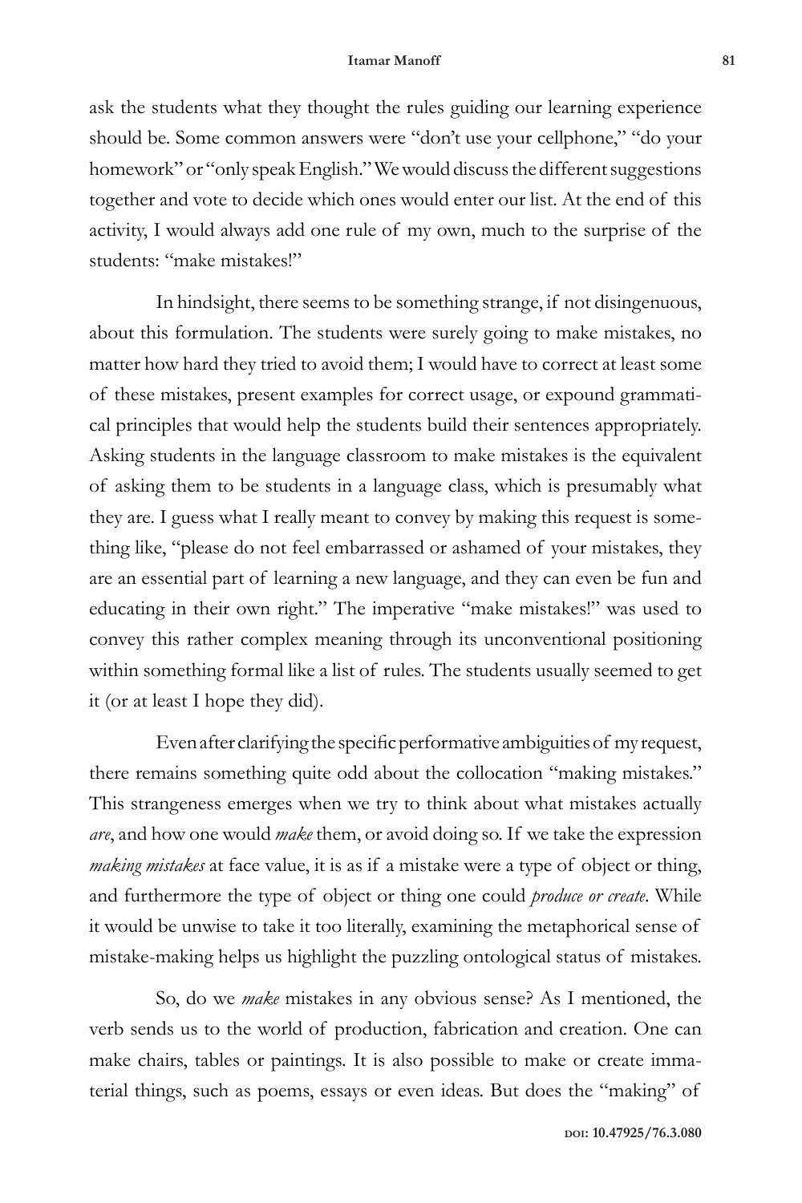ask the students what they thought the rules guiding our learning experience should be. Some common answers were "don't use your cellphone," "do your homework" or "only speak English." We would discuss the different suggestions together and vote to decide which ones would enter our list. At the end of this activity, I would always add one rule of my own, much to the surprise of the students: "make mistakes!"

In hindsight, there seems to be something strange, if not disingenuous, about this formulation. The students were surely going to make mistakes, no matter how hard they tried to avoid them; I would have to correct at least some of these mistakes, present examples for correct usage, or expound grammatical principles that would help the students build their sentences appropriately. Asking students in the language classroom to make mistakes is the equivalent of asking them to be students in a language class, which is presumably what they are. I guess what I really meant to convey by making this request is something like, "please do not feel embarrassed or ashamed of your mistakes, they are an essential part of learning a new language, and they can even be fun and educating in their own right." The imperative "make mistakes!" was used to convey this rather complex meaning through its unconventional positioning within something formal like a list of rules. The students usually seemed to get it (or at least I hope they did).

Even after clarifying the specific performative ambiguities of my request, there remains something quite odd about the collocation "making mistakes." This strangeness emerges when we try to think about what mistakes actually *are*, and how one would *make* them, or avoid doing so. If we take the expression *making mistakes* at face value, it is as if a mistake were a type of object or thing, and furthermore the type of object or thing one could *produce or create*. While it would be unwise to take it too literally, examining the metaphorical sense of mistake-making helps us highlight the puzzling ontological status of mistakes.

So, do we *make* mistakes in any obvious sense? As I mentioned, the verb sends us to the world of production, fabrication and creation. One can make chairs, tables or paintings. It is also possible to make or create immaterial things, such as poems, essays or even ideas. But does the "making" of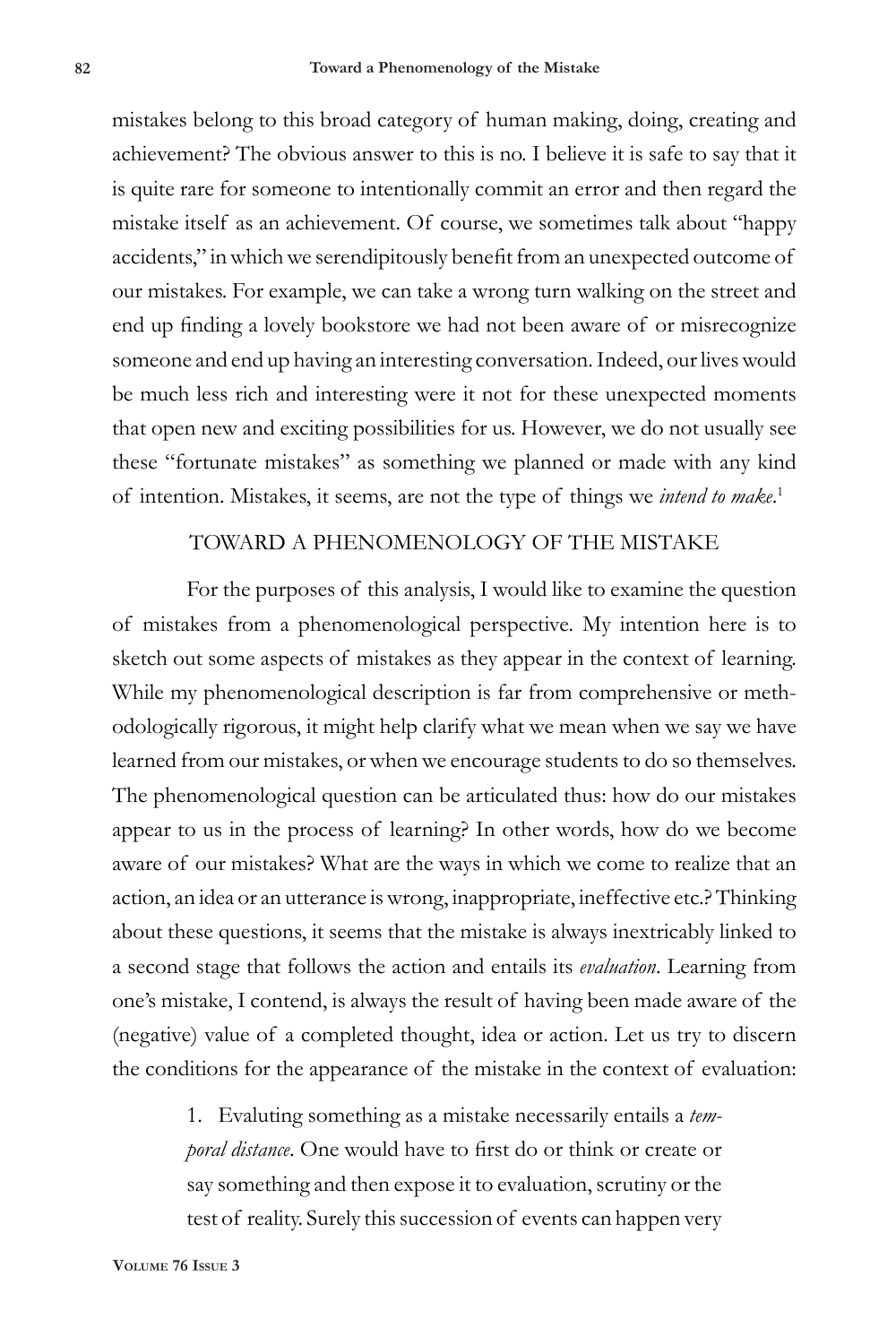mistakes belong to this broad category of human making, doing, creating and achievement? The obvious answer to this is no. I believe it is safe to say that it is quite rare for someone to intentionally commit an error and then regard the mistake itself as an achievement. Of course, we sometimes talk about "happy accidents," in which we serendipitously benefit from an unexpected outcome of our mistakes. For example, we can take a wrong turn walking on the street and end up finding a lovely bookstore we had not been aware of or misrecognize someone and end up having an interesting conversation. Indeed, our lives would be much less rich and interesting were it not for these unexpected moments that open new and exciting possibilities for us. However, we do not usually see these "fortunate mistakes" as something we planned or made with any kind of intention. Mistakes, it seems, are not the type of things we *intend to make*.[1]

## TOWARD A PHENOMENOLOGY OF THE MISTAKE

For the purposes of this analysis, I would like to examine the question of mistakes from a phenomenological perspective. My intention here is to sketch out some aspects of mistakes as they appear in the context of learning. While my phenomenological description is far from comprehensive or methodologically rigorous, it might help clarify what we mean when we say we have learned from our mistakes, or when we encourage students to do so themselves. The phenomenological question can be articulated thus: how do our mistakes appear to us in the process of learning? In other words, how do we become aware of our mistakes? What are the ways in which we come to realize that an action, an idea or an utterance is wrong, inappropriate, ineffective etc.? Thinking about these questions, it seems that the mistake is always inextricably linked to a second stage that follows the action and entails its *evaluation*. Learning from one's mistake, I contend, is always the result of having been made aware of the (negative) value of a completed thought, idea or action. Let us try to discern the conditions for the appearance of the mistake in the context of evaluation:

> 1. Evaluating something as a mistake necessarily entails a *temporal distance*. One would have to first do or think or create or say something and then expose it to evaluation, scrutiny or the test of reality. Surely this succession of events can happen very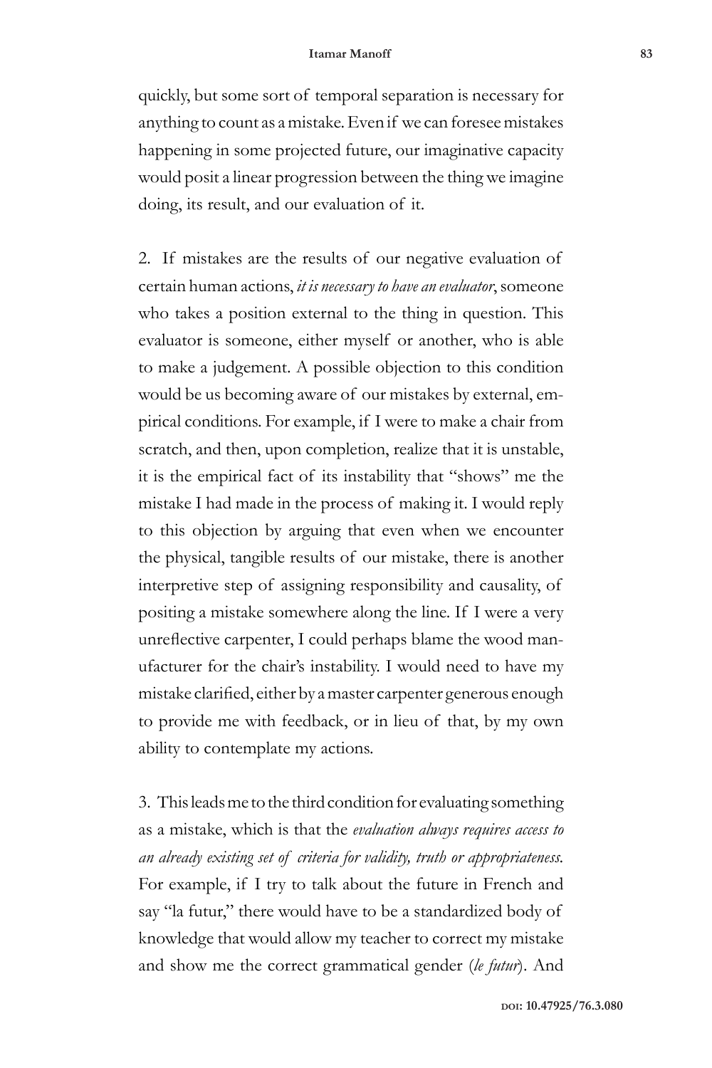quickly, but some sort of temporal separation is necessary for anything to count as a mistake. Even if we can foresee mistakes happening in some projected future, our imaginative capacity would posit a linear progression between the thing we imagine doing, its result, and our evaluation of it.

2. If mistakes are the results of our negative evaluation of certain human actions, *it is necessary to have an evaluator*, someone who takes a position external to the thing in question. This evaluator is someone, either myself or another, who is able to make a judgement. A possible objection to this condition would be us becoming aware of our mistakes by external, empirical conditions. For example, if I were to make a chair from scratch, and then, upon completion, realize that it is unstable, it is the empirical fact of its instability that "shows" me the mistake I had made in the process of making it. I would reply to this objection by arguing that even when we encounter the physical, tangible results of our mistake, there is another interpretive step of assigning responsibility and causality, of positing a mistake somewhere along the line. If I were a very unreflective carpenter, I could perhaps blame the wood manufacturer for the chair's instability. I would need to have my mistake clarified, either by a master carpenter generous enough to provide me with feedback, or in lieu of that, by my own ability to contemplate my actions.

3. This leads me to the third condition for evaluating something as a mistake, which is that the *evaluation always requires access to an already existing set of criteria for validity, truth or appropriateness.* For example, if I try to talk about the future in French and say "la futur," there would have to be a standardized body of knowledge that would allow my teacher to correct my mistake and show me the correct grammatical gender (*le futur*). And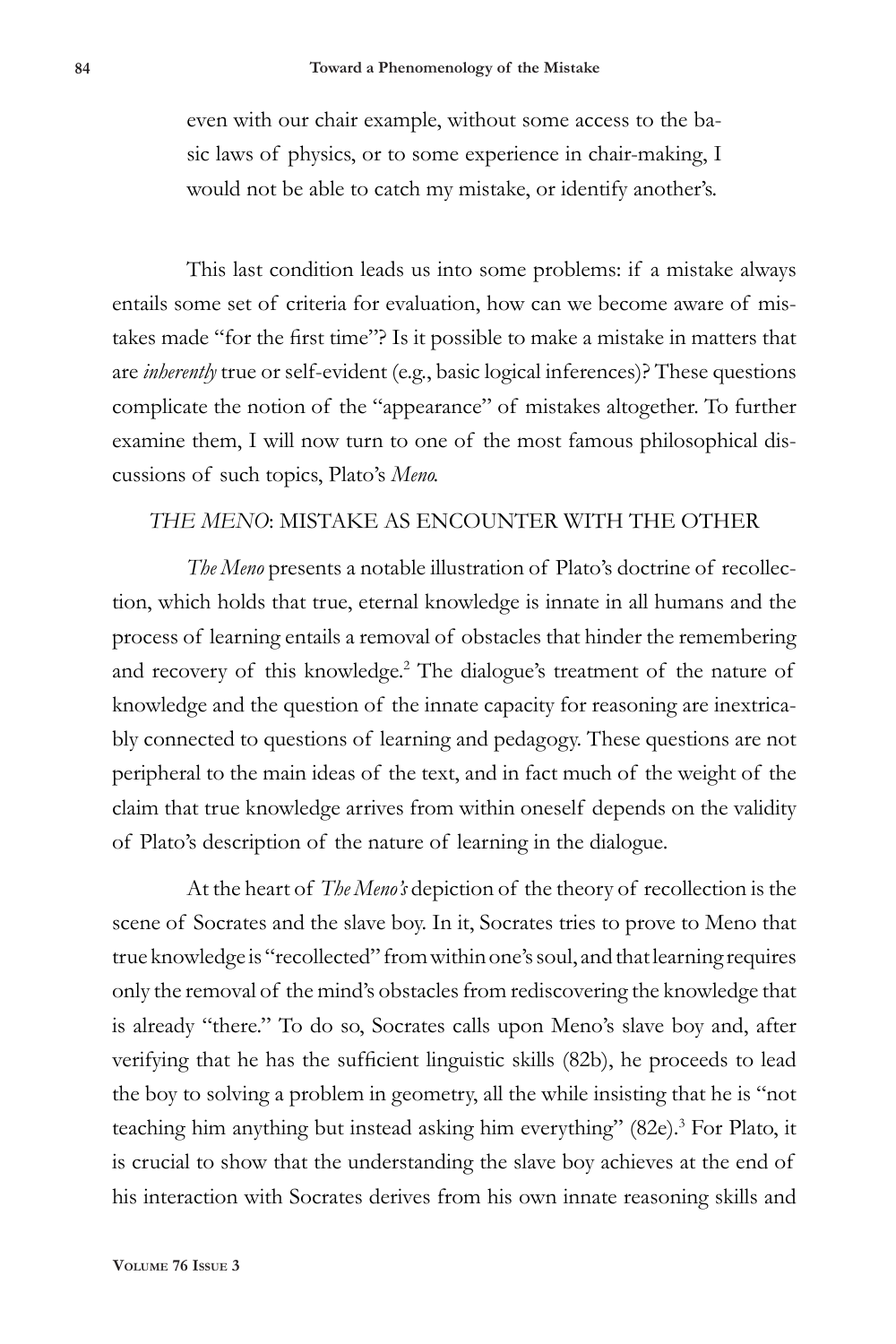even with our chair example, without some access to the basic laws of physics, or to some experience in chair-making, I would not be able to catch my mistake, or identify another's.

This last condition leads us into some problems: if a mistake always entails some set of criteria for evaluation, how can we become aware of mistakes made "for the first time"? Is it possible to make a mistake in matters that are *inherently* true or self-evident (e.g., basic logical inferences)? These questions complicate the notion of the "appearance" of mistakes altogether. To further examine them, I will now turn to one of the most famous philosophical discussions of such topics, Plato's *Meno.*

## *THE MENO*: MISTAKE AS ENCOUNTER WITH THE OTHER

*The Meno* presents a notable illustration of Plato's doctrine of recollection, which holds that true, eternal knowledge is innate in all humans and the process of learning entails a removal of obstacles that hinder the remembering and recovery of this knowledge.[2] The dialogue's treatment of the nature of knowledge and the question of the innate capacity for reasoning are inextricably connected to questions of learning and pedagogy. These questions are not peripheral to the main ideas of the text, and in fact much of the weight of the claim that true knowledge arrives from within oneself depends on the validity of Plato's description of the nature of learning in the dialogue.

At the heart of *The Meno's* depiction of the theory of recollection is the scene of Socrates and the slave boy. In it, Socrates tries to prove to Meno that true knowledge is "recollected" from within one's soul, and that learning requires only the removal of the mind's obstacles from rediscovering the knowledge that is already "there." To do so, Socrates calls upon Meno's slave boy and, after verifying that he has the sufficient linguistic skills (82b), he proceeds to lead the boy to solving a problem in geometry, all the while insisting that he is "not teaching him anything but instead asking him everything" (82e).[3] For Plato, it is crucial to show that the understanding the slave boy achieves at the end of his interaction with Socrates derives from his own innate reasoning skills and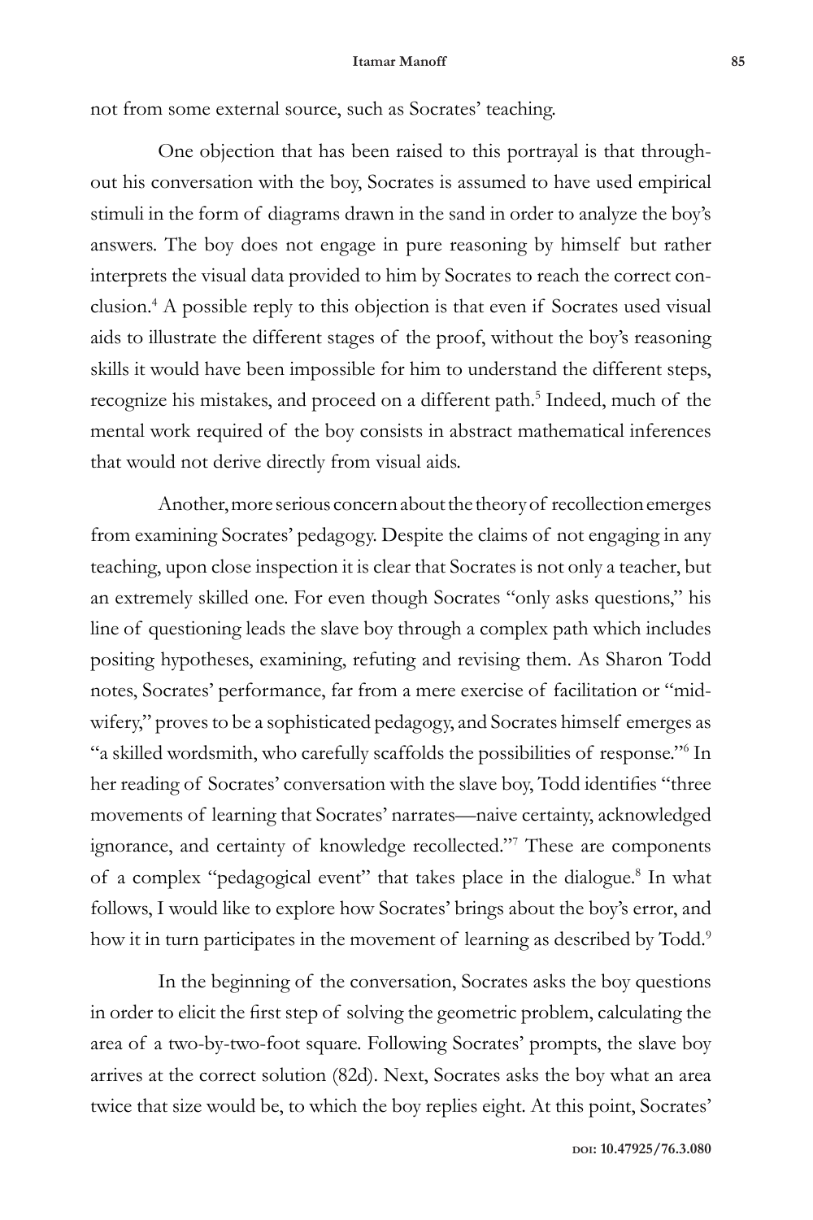not from some external source, such as Socrates' teaching.

One objection that has been raised to this portrayal is that throughout his conversation with the boy, Socrates is assumed to have used empirical stimuli in the form of diagrams drawn in the sand in order to analyze the boy's answers. The boy does not engage in pure reasoning by himself but rather interprets the visual data provided to him by Socrates to reach the correct conclusion.[4] A possible reply to this objection is that even if Socrates used visual aids to illustrate the different stages of the proof, without the boy's reasoning skills it would have been impossible for him to understand the different steps, recognize his mistakes, and proceed on a different path.[5] Indeed, much of the mental work required of the boy consists in abstract mathematical inferences that would not derive directly from visual aids.

Another, more serious concern about the theory of recollection emerges from examining Socrates' pedagogy. Despite the claims of not engaging in any teaching, upon close inspection it is clear that Socrates is not only a teacher, but an extremely skilled one. For even though Socrates "only asks questions," his line of questioning leads the slave boy through a complex path which includes positing hypotheses, examining, refuting and revising them. As Sharon Todd notes, Socrates' performance, far from a mere exercise of facilitation or "midwifery," proves to be a sophisticated pedagogy, and Socrates himself emerges as "a skilled wordsmith, who carefully scaffolds the possibilities of response."[6] In her reading of Socrates' conversation with the slave boy, Todd identifies "three movements of learning that Socrates' narrates—naive certainty, acknowledged ignorance, and certainty of knowledge recollected."[7] These are components of a complex "pedagogical event" that takes place in the dialogue.[8] In what follows, I would like to explore how Socrates' brings about the boy's error, and how it in turn participates in the movement of learning as described by Todd.[9]

In the beginning of the conversation, Socrates asks the boy questions in order to elicit the first step of solving the geometric problem, calculating the area of a two-by-two-foot square. Following Socrates' prompts, the slave boy arrives at the correct solution (82d). Next, Socrates asks the boy what an area twice that size would be, to which the boy replies eight. At this point, Socrates'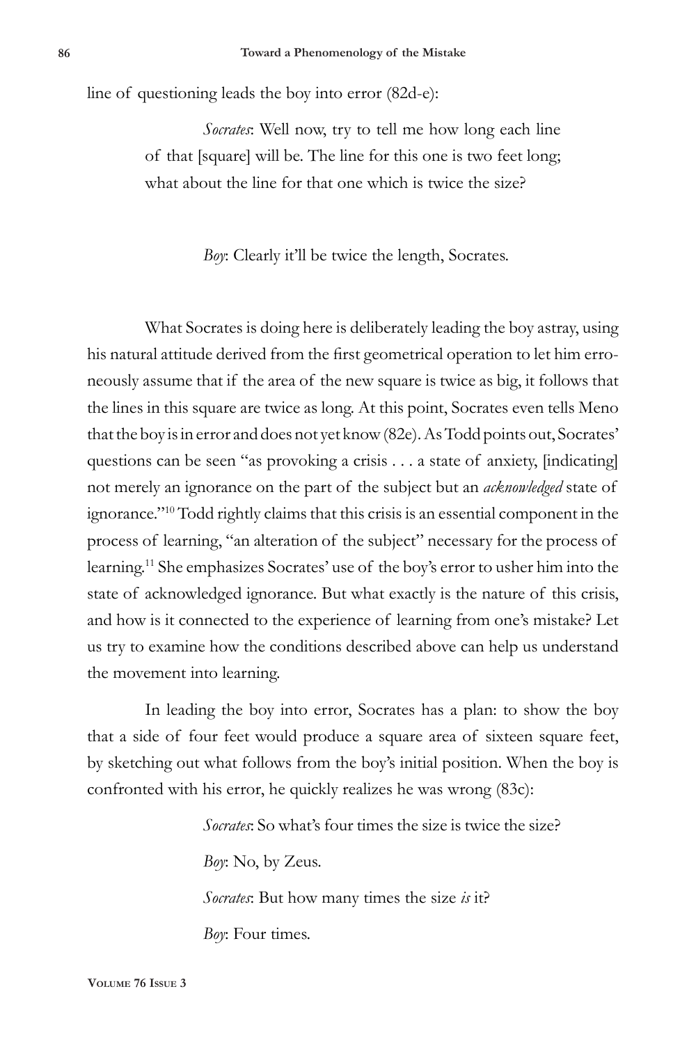line of questioning leads the boy into error (82d-e):

> *Socrates*: Well now, try to tell me how long each line of that [square] will be. The line for this one is two feet long; what about the line for that one which is twice the size?
>
> *Boy*: Clearly it'll be twice the length, Socrates.

What Socrates is doing here is deliberately leading the boy astray, using his natural attitude derived from the first geometrical operation to let him erroneously assume that if the area of the new square is twice as big, it follows that the lines in this square are twice as long. At this point, Socrates even tells Meno that the boy is in error and does not yet know (82e). As Todd points out, Socrates' questions can be seen "as provoking a crisis . . . a state of anxiety, [indicating] not merely an ignorance on the part of the subject but an *acknowledged* state of ignorance."[10] Todd rightly claims that this crisis is an essential component in the process of learning, "an alteration of the subject" necessary for the process of learning.[11] She emphasizes Socrates' use of the boy's error to usher him into the state of acknowledged ignorance. But what exactly is the nature of this crisis, and how is it connected to the experience of learning from one's mistake? Let us try to examine how the conditions described above can help us understand the movement into learning.

In leading the boy into error, Socrates has a plan: to show the boy that a side of four feet would produce a square area of sixteen square feet, by sketching out what follows from the boy's initial position. When the boy is confronted with his error, he quickly realizes he was wrong (83c):

> *Socrates*: So what's four times the size is twice the size?
>
> *Boy*: No, by Zeus.
>
> *Socrates*: But how many times the size *is* it?
>
> *Boy*: Four times.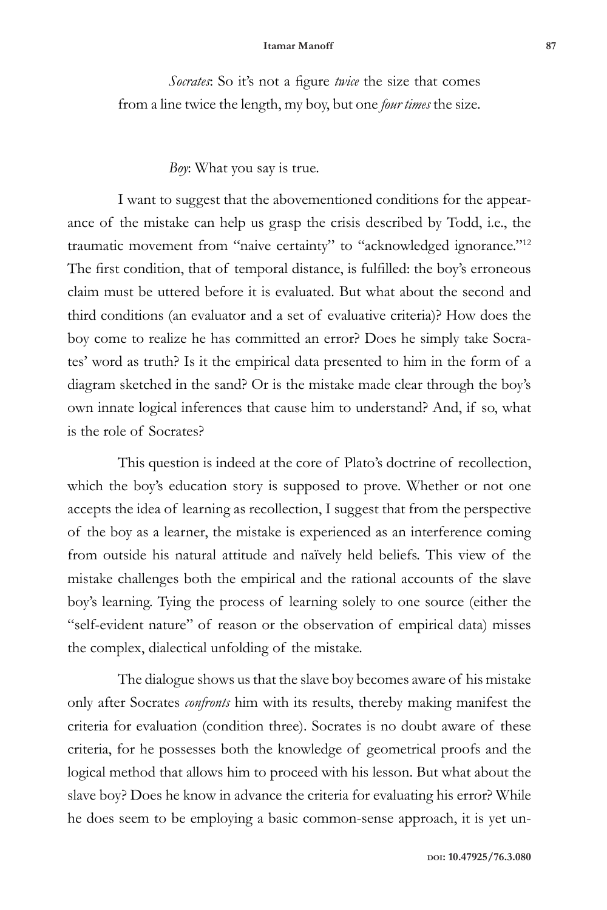*Socrates*: So it's not a figure *twice* the size that comes from a line twice the length, my boy, but one *four times* the size.

*Boy*: What you say is true.

I want to suggest that the abovementioned conditions for the appearance of the mistake can help us grasp the crisis described by Todd, i.e., the traumatic movement from "naive certainty" to "acknowledged ignorance."[12] The first condition, that of temporal distance, is fulfilled: the boy's erroneous claim must be uttered before it is evaluated. But what about the second and third conditions (an evaluator and a set of evaluative criteria)? How does the boy come to realize he has committed an error? Does he simply take Socrates' word as truth? Is it the empirical data presented to him in the form of a diagram sketched in the sand? Or is the mistake made clear through the boy's own innate logical inferences that cause him to understand? And, if so, what is the role of Socrates?

This question is indeed at the core of Plato's doctrine of recollection, which the boy's education story is supposed to prove. Whether or not one accepts the idea of learning as recollection, I suggest that from the perspective of the boy as a learner, the mistake is experienced as an interference coming from outside his natural attitude and naïvely held beliefs. This view of the mistake challenges both the empirical and the rational accounts of the slave boy's learning. Tying the process of learning solely to one source (either the "self-evident nature" of reason or the observation of empirical data) misses the complex, dialectical unfolding of the mistake.

The dialogue shows us that the slave boy becomes aware of his mistake only after Socrates *confronts* him with its results, thereby making manifest the criteria for evaluation (condition three). Socrates is no doubt aware of these criteria, for he possesses both the knowledge of geometrical proofs and the logical method that allows him to proceed with his lesson. But what about the slave boy? Does he know in advance the criteria for evaluating his error? While he does seem to be employing a basic common-sense approach, it is yet un-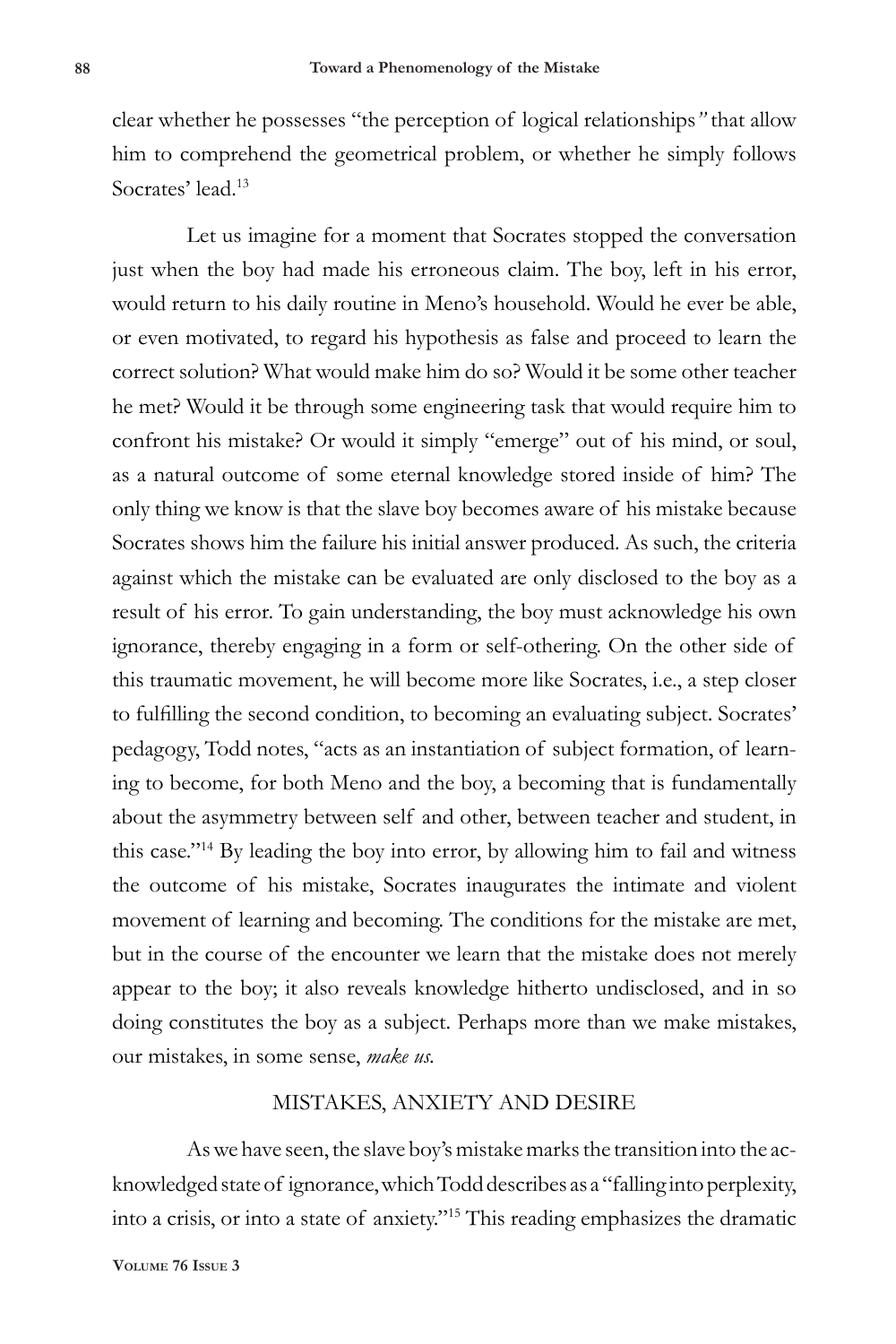clear whether he possesses "the perception of logical relationships" that allow him to comprehend the geometrical problem, or whether he simply follows Socrates' lead.[13]

Let us imagine for a moment that Socrates stopped the conversation just when the boy had made his erroneous claim. The boy, left in his error, would return to his daily routine in Meno's household. Would he ever be able, or even motivated, to regard his hypothesis as false and proceed to learn the correct solution? What would make him do so? Would it be some other teacher he met? Would it be through some engineering task that would require him to confront his mistake? Or would it simply "emerge" out of his mind, or soul, as a natural outcome of some eternal knowledge stored inside of him? The only thing we know is that the slave boy becomes aware of his mistake because Socrates shows him the failure his initial answer produced. As such, the criteria against which the mistake can be evaluated are only disclosed to the boy as a result of his error. To gain understanding, the boy must acknowledge his own ignorance, thereby engaging in a form or self-othering. On the other side of this traumatic movement, he will become more like Socrates, i.e., a step closer to fulfilling the second condition, to becoming an evaluating subject. Socrates' pedagogy, Todd notes, "acts as an instantiation of subject formation, of learning to become, for both Meno and the boy, a becoming that is fundamentally about the asymmetry between self and other, between teacher and student, in this case."[14] By leading the boy into error, by allowing him to fail and witness the outcome of his mistake, Socrates inaugurates the intimate and violent movement of learning and becoming. The conditions for the mistake are met, but in the course of the encounter we learn that the mistake does not merely appear to the boy; it also reveals knowledge hitherto undisclosed, and in so doing constitutes the boy as a subject. Perhaps more than we make mistakes, our mistakes, in some sense, *make us.*

## MISTAKES, ANXIETY AND DESIRE

As we have seen, the slave boy's mistake marks the transition into the acknowledged state of ignorance, which Todd describes as a "falling into perplexity, into a crisis, or into a state of anxiety."[15] This reading emphasizes the dramatic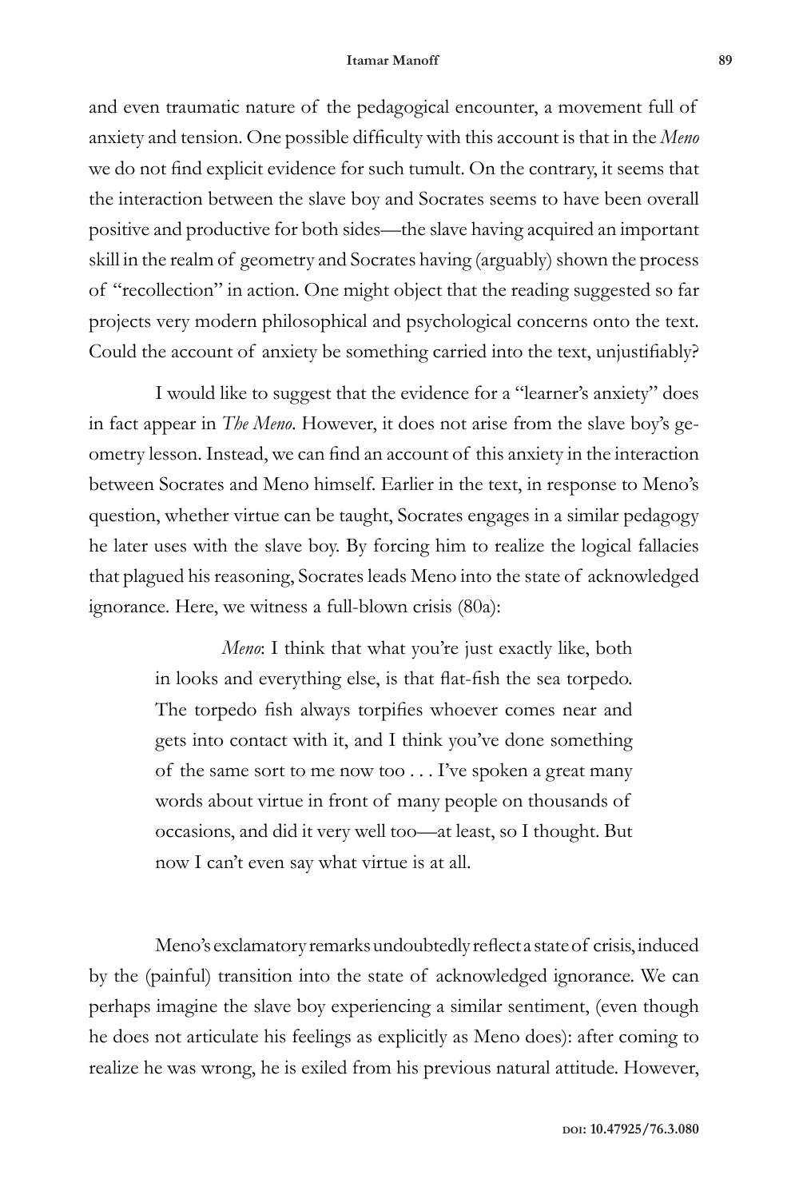and even traumatic nature of the pedagogical encounter, a movement full of anxiety and tension. One possible difficulty with this account is that in the *Meno* we do not find explicit evidence for such tumult. On the contrary, it seems that the interaction between the slave boy and Socrates seems to have been overall positive and productive for both sides—the slave having acquired an important skill in the realm of geometry and Socrates having (arguably) shown the process of "recollection" in action. One might object that the reading suggested so far projects very modern philosophical and psychological concerns onto the text. Could the account of anxiety be something carried into the text, unjustifiably?

I would like to suggest that the evidence for a "learner's anxiety" does in fact appear in *The Meno*. However, it does not arise from the slave boy's geometry lesson. Instead, we can find an account of this anxiety in the interaction between Socrates and Meno himself. Earlier in the text, in response to Meno's question, whether virtue can be taught, Socrates engages in a similar pedagogy he later uses with the slave boy. By forcing him to realize the logical fallacies that plagued his reasoning, Socrates leads Meno into the state of acknowledged ignorance. Here, we witness a full-blown crisis (80a):

> *Meno*: I think that what you're just exactly like, both in looks and everything else, is that flat-fish the sea torpedo. The torpedo fish always torpifies whoever comes near and gets into contact with it, and I think you've done something of the same sort to me now too . . . I've spoken a great many words about virtue in front of many people on thousands of occasions, and did it very well too—at least, so I thought. But now I can't even say what virtue is at all.

Meno's exclamatory remarks undoubtedly reflect a state of crisis, induced by the (painful) transition into the state of acknowledged ignorance. We can perhaps imagine the slave boy experiencing a similar sentiment, (even though he does not articulate his feelings as explicitly as Meno does): after coming to realize he was wrong, he is exiled from his previous natural attitude. However,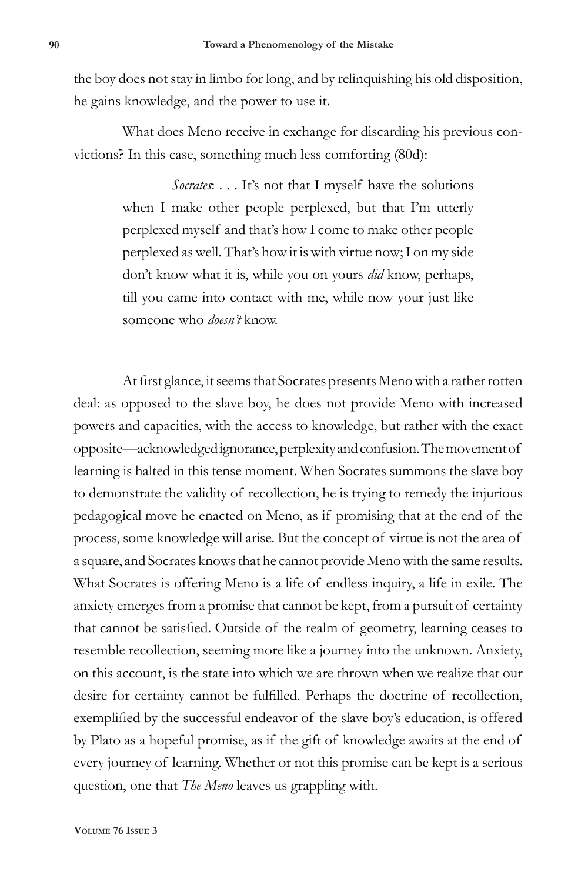the boy does not stay in limbo for long, and by relinquishing his old disposition, he gains knowledge, and the power to use it.

What does Meno receive in exchange for discarding his previous convictions? In this case, something much less comforting (80d):

> *Socrates*: . . . It's not that I myself have the solutions when I make other people perplexed, but that I'm utterly perplexed myself and that's how I come to make other people perplexed as well. That's how it is with virtue now; I on my side don't know what it is, while you on yours *did* know, perhaps, till you came into contact with me, while now your just like someone who *doesn't* know.

At first glance, it seems that Socrates presents Meno with a rather rotten deal: as opposed to the slave boy, he does not provide Meno with increased powers and capacities, with the access to knowledge, but rather with the exact opposite—acknowledged ignorance, perplexity and confusion. The movement of learning is halted in this tense moment. When Socrates summons the slave boy to demonstrate the validity of recollection, he is trying to remedy the injurious pedagogical move he enacted on Meno, as if promising that at the end of the process, some knowledge will arise. But the concept of virtue is not the area of a square, and Socrates knows that he cannot provide Meno with the same results. What Socrates is offering Meno is a life of endless inquiry, a life in exile. The anxiety emerges from a promise that cannot be kept, from a pursuit of certainty that cannot be satisfied. Outside of the realm of geometry, learning ceases to resemble recollection, seeming more like a journey into the unknown. Anxiety, on this account, is the state into which we are thrown when we realize that our desire for certainty cannot be fulfilled. Perhaps the doctrine of recollection, exemplified by the successful endeavor of the slave boy's education, is offered by Plato as a hopeful promise, as if the gift of knowledge awaits at the end of every journey of learning. Whether or not this promise can be kept is a serious question, one that *The Meno* leaves us grappling with.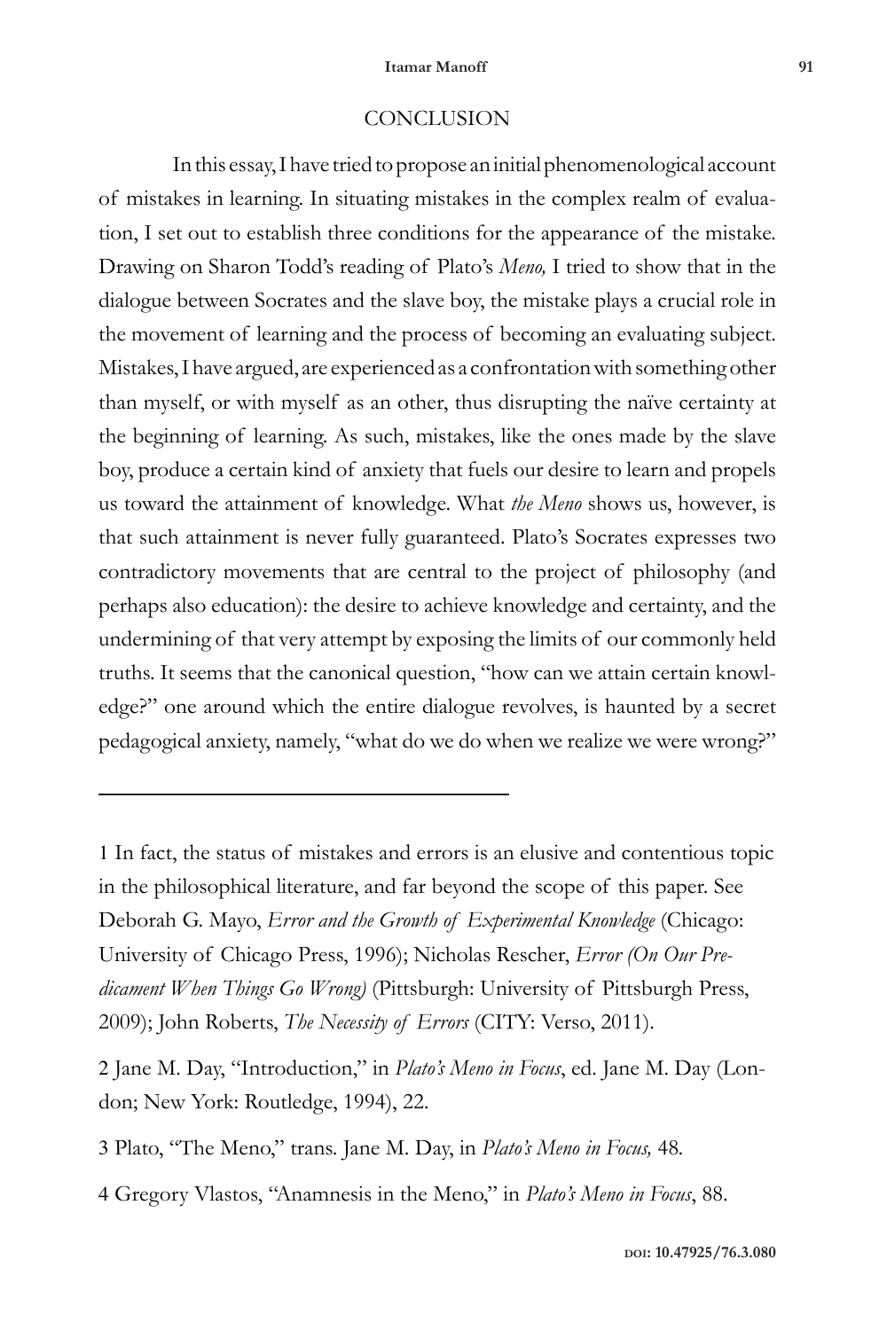## CONCLUSION

In this essay, I have tried to propose an initial phenomenological account of mistakes in learning. In situating mistakes in the complex realm of evaluation, I set out to establish three conditions for the appearance of the mistake. Drawing on Sharon Todd's reading of Plato's *Meno,* I tried to show that in the dialogue between Socrates and the slave boy, the mistake plays a crucial role in the movement of learning and the process of becoming an evaluating subject. Mistakes, I have argued, are experienced as a confrontation with something other than myself, or with myself as an other, thus disrupting the naïve certainty at the beginning of learning. As such, mistakes, like the ones made by the slave boy, produce a certain kind of anxiety that fuels our desire to learn and propels us toward the attainment of knowledge. What *the Meno* shows us, however, is that such attainment is never fully guaranteed. Plato's Socrates expresses two contradictory movements that are central to the project of philosophy (and perhaps also education): the desire to achieve knowledge and certainty, and the undermining of that very attempt by exposing the limits of our commonly held truths. It seems that the canonical question, "how can we attain certain knowledge?" one around which the entire dialogue revolves, is haunted by a secret pedagogical anxiety, namely, "what do we do when we realize we were wrong?"

---

1 In fact, the status of mistakes and errors is an elusive and contentious topic in the philosophical literature, and far beyond the scope of this paper. See Deborah G. Mayo, *Error and the Growth of Experimental Knowledge* (Chicago: University of Chicago Press, 1996); Nicholas Rescher, *Error (On Our Predicament When Things Go Wrong)* (Pittsburgh: University of Pittsburgh Press, 2009); John Roberts, *The Necessity of Errors* (CITY: Verso, 2011).

2 Jane M. Day, "Introduction," in *Plato's Meno in Focus*, ed. Jane M. Day (London; New York: Routledge, 1994), 22.

3 Plato, "The Meno," trans. Jane M. Day, in *Plato's Meno in Focus,* 48.

4 Gregory Vlastos, "Anamnesis in the Meno," in *Plato's Meno in Focus*, 88.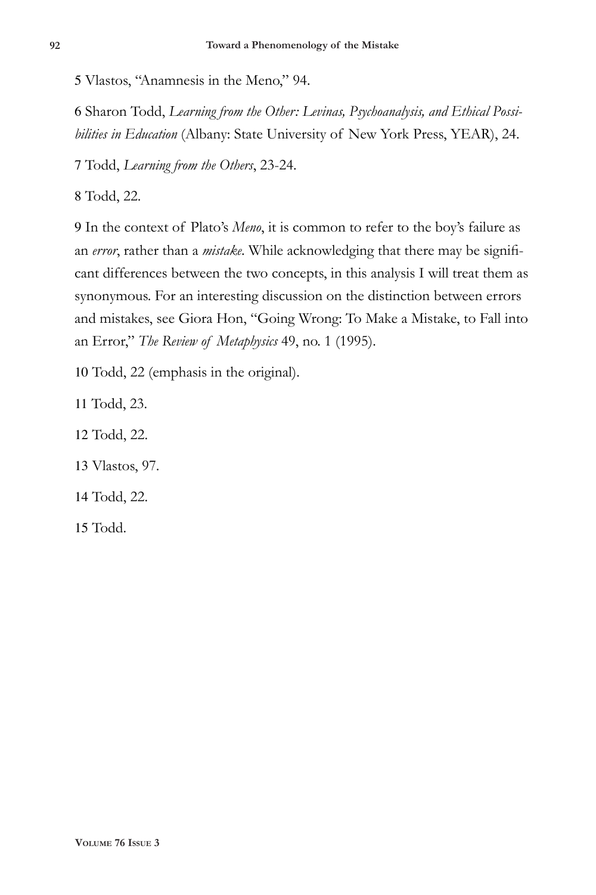5 Vlastos, "Anamnesis in the Meno," 94.

6 Sharon Todd, *Learning from the Other: Levinas, Psychoanalysis, and Ethical Possibilities in Education* (Albany: State University of New York Press, YEAR), 24.

7 Todd, *Learning from the Others*, 23-24.

8 Todd, 22.

9 In the context of Plato's *Meno*, it is common to refer to the boy's failure as an *error*, rather than a *mistake*. While acknowledging that there may be significant differences between the two concepts, in this analysis I will treat them as synonymous. For an interesting discussion on the distinction between errors and mistakes, see Giora Hon, "Going Wrong: To Make a Mistake, to Fall into an Error," *The Review of Metaphysics* 49, no. 1 (1995).

10 Todd, 22 (emphasis in the original).

11 Todd, 23.

12 Todd, 22.

13 Vlastos, 97.

14 Todd, 22.

15 Todd.